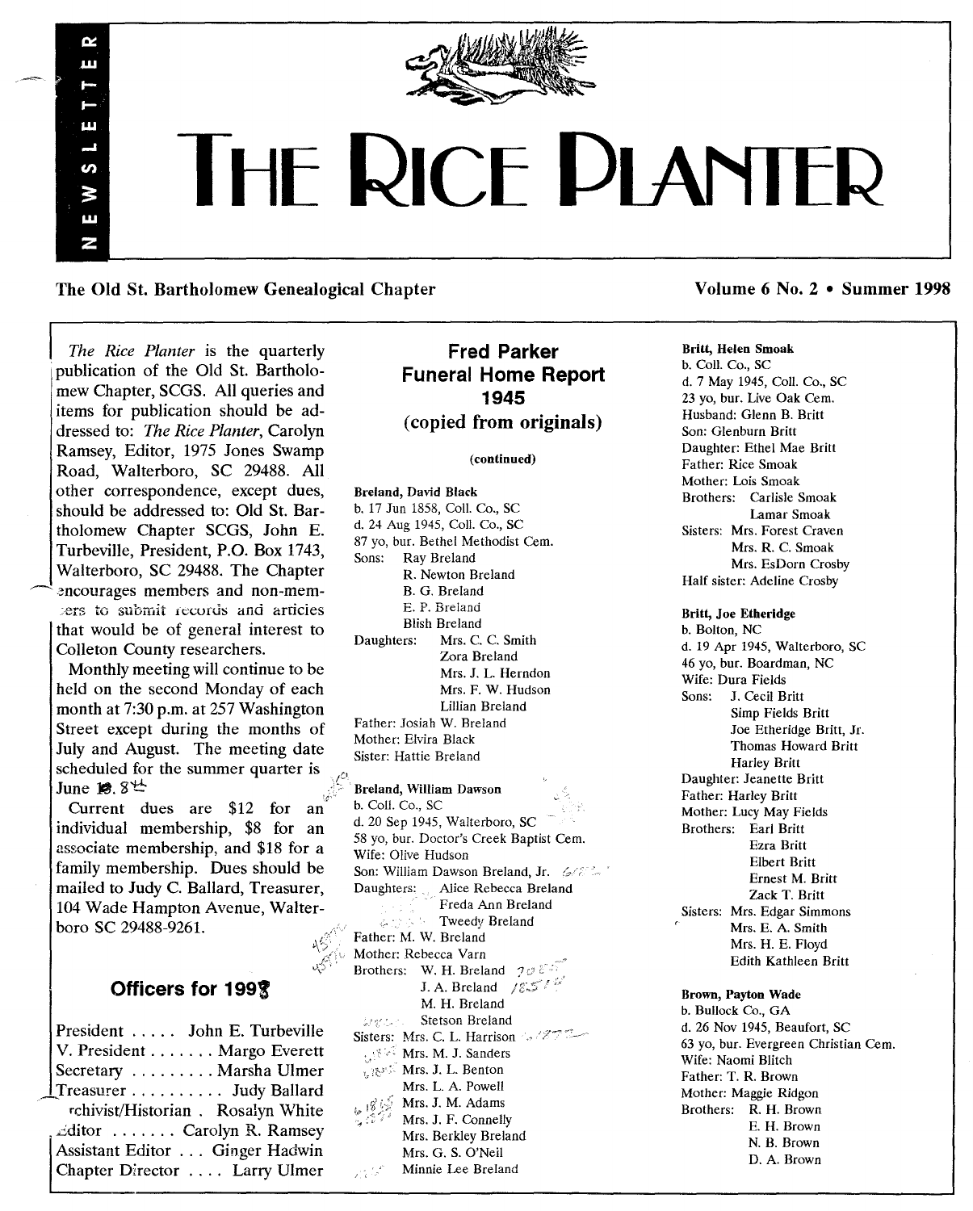# THE RICE PLANTER

NEWSLETTER

The Old St. Bartholomew Genealogical Chapter — Volume 6 No. 2 • Summer 1998

*The Rice Planter* is the quarterly publication of the Old St. Bartholomew Chapter, SCGS. All queries and items for publication should be addressed to: *The Rice Planter*, Carolyn Ramsey, Editor, 1975 Jones Swamp Road, Walterboro, SC 29488. All other correspondence, except dues, should be addressed to: Old St. Bartholomew Chapter SCGS, John E. Turbeville, President, P.O. Box 1743, Walterboro, SC 29488. The Chapter encourages members and non-members to submit records and articles that would be of general interest to Colleton County researchers.

Monthly meeting will continue to be held on the second Monday of each month at 7:30 p.m. at 257 Washington Street except during the months of July and August. The meeting date scheduled for the summer quarter is June 8th.

Current dues are $12 for an individual membership, $8 for an associate membership, and $18 for a family membership. Dues should be mailed to Judy C. Ballard, Treasurer, 104 Wade Hampton Avenue, Walterboro SC 29488-9261.

## Officers for 1998

President ..... John E. Turbeville
V. President ....... Margo Everett
Secretary ......... Marsha Ulmer
Treasurer .......... Judy Ballard
Archivist/Historian . Rosalyn White
Editor ....... Carolyn R. Ramsey
Assistant Editor ... Ginger Hadwin
Chapter Director .... Larry Ulmer

## Fred Parker Funeral Home Report 1945 (copied from originals)

(continued)

**Breland, David Black**
b. 17 Jun 1858, Coll. Co., SC
d. 24 Aug 1945, Coll. Co., SC
87 yo, bur. Bethel Methodist Cem.
Sons: Ray Breland
R. Newton Breland
B. G. Breland
E. P. Breland
Blish Breland
Daughters: Mrs. C. C. Smith
Zora Breland
Mrs. J. L. Herndon
Mrs. F. W. Hudson
Lillian Breland
Father: Josiah W. Breland
Mother: Elvira Black
Sister: Hattie Breland

**Breland, William Dawson**
b. Coll. Co., SC
d. 20 Sep 1945, Walterboro, SC
58 yo, bur. Doctor's Creek Baptist Cem.
Wife: Olive Hudson
Son: William Dawson Breland, Jr.
Daughters: Alice Rebecca Breland
Freda Ann Breland
Tweedy Breland
Father: M. W. Breland
Mother: Rebecca Varn
Brothers: W. H. Breland
J. A. Breland
M. H. Breland
Stetson Breland
Sisters: Mrs. C. L. Harrison
Mrs. M. J. Sanders
Mrs. J. L. Benton
Mrs. L. A. Powell
Mrs. J. M. Adams
Mrs. J. F. Connelly
Mrs. Berkley Breland
Mrs. G. S. O'Neil
Minnie Lee Breland

**Britt, Helen Smoak**
b. Coll. Co., SC
d. 7 May 1945, Coll. Co., SC
23 yo, bur. Live Oak Cem.
Husband: Glenn B. Britt
Son: Glenburn Britt
Daughter: Ethel Mae Britt
Father: Rice Smoak
Mother: Lois Smoak
Brothers: Carlisle Smoak
Lamar Smoak
Sisters: Mrs. Forest Craven
Mrs. R. C. Smoak
Mrs. EsDorn Crosby
Half sister: Adeline Crosby

**Britt, Joe Etheridge**
b. Bolton, NC
d. 19 Apr 1945, Walterboro, SC
46 yo, bur. Boardman, NC
Wife: Dura Fields
Sons: J. Cecil Britt
Simp Fields Britt
Joe Etheridge Britt, Jr.
Thomas Howard Britt
Harley Britt
Daughter: Jeanette Britt
Father: Harley Britt
Mother: Lucy May Fields
Brothers: Earl Britt
Ezra Britt
Elbert Britt
Ernest M. Britt
Zack T. Britt
Sisters: Mrs. Edgar Simmons
Mrs. E. A. Smith
Mrs. H. E. Floyd
Edith Kathleen Britt

**Brown, Payton Wade**
b. Bullock Co., GA
d. 26 Nov 1945, Beaufort, SC
63 yo, bur. Evergreen Christian Cem.
Wife: Naomi Blitch
Father: T. R. Brown
Mother: Maggie Ridgon
Brothers: R. H. Brown
E. H. Brown
N. B. Brown
D. A. Brown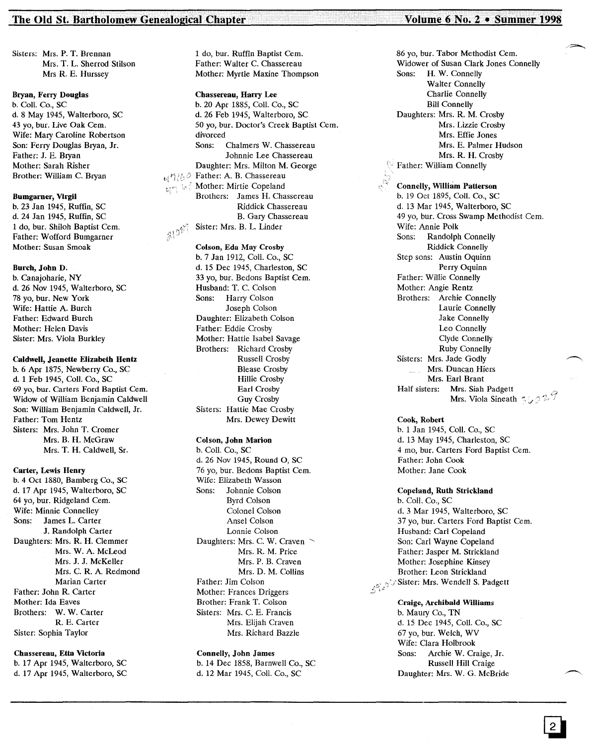Sisters: Mrs. P. T. Brennan
Mrs. T. L. Sherrod Stilson
Mrs R. E. Hurssey

**Bryan, Ferry Douglas**
b. Coll. Co., SC
d. 8 May 1945, Walterboro, SC
43 yo, bur. Live Oak Cem.
Wife: Mary Caroline Robertson
Son: Ferry Douglas Bryan, Jr.
Father: J. E. Bryan
Mother: Sarah Risher
Brother: William C. Bryan

**Bumgarner, Virgil**
b. 23 Jan 1945, Ruffin, SC
d. 24 Jan 1945, Ruffin, SC
1 do, bur. Shiloh Baptist Cem.
Father: Wofford Bumgarner
Mother: Susan Smoak

**Burch, John D.**
b. Canajoharie, NY
d. 26 Nov 1945, Walterboro, SC
78 yo, bur. New York
Wife: Hattie A. Burch
Father: Edward Burch
Mother: Helen Davis
Sister: Mrs. Viola Burkley

**Caldwell, Jeanette Elizabeth Hentz**
b. 6 Apr 1875, Newberry Co., SC
d. 1 Feb 1945, Coll. Co., SC
69 yo, bur. Carters Ford Baptist Cem.
Widow of William Benjamin Caldwell
Son: William Benjamin Caldwell, Jr.
Father: Tom Hentz
Sisters: Mrs. John T. Cromer
Mrs. B. H. McGraw
Mrs. T. H. Caldwell, Sr.

**Carter, Lewis Henry**
b. 4 Oct 1880, Bamberg Co., SC
d. 17 Apr 1945, Walterboro, SC
64 yo, bur. Ridgeland Cem.
Wife: Minnie Connelley
Sons: James L. Carter
J. Randolph Carter
Daughters: Mrs. R. H. Clemmer
Mrs. W. A. McLeod
Mrs. J. J. McKeller
Mrs. C. R. A. Redmond
Marian Carter
Father: John R. Carter
Mother: Ida Eaves
Brothers: W. W. Carter
R. E. Carter
Sister: Sophia Taylor

**Chassereau, Etta Victoria**
b. 17 Apr 1945, Walterboro, SC
d. 17 Apr 1945, Walterboro, SC
1 do, bur. Ruffin Baptist Cem.
Father: Walter C. Chassereau
Mother: Myrtle Maxine Thompson

**Chassereau, Harry Lee**
b. 20 Apr 1885, Coll. Co., SC
d. 26 Feb 1945, Walterboro, SC
50 yo, bur. Doctor's Creek Baptist Cem.
divorced
Sons: Chalmers W. Chassereau
Johnnie Lee Chassereau
Daughter: Mrs. Milton M. George
Father: A. B. Chassereau
Mother: Mirtie Copeland
Brothers: James H. Chassereau
Riddick Chassereau
B. Gary Chassereau
Sister: Mrs. B. L. Linder

**Colson, Eda May Crosby**
b. 7 Jan 1912, Coll. Co., SC
d. 15 Dec 1945, Charleston, SC
33 yo, bur. Bedons Baptist Cem.
Husband: T. C. Colson
Sons: Harry Colson
Joseph Colson
Daughter: Elizabeth Colson
Father: Eddie Crosby
Mother: Hattie Isabel Savage
Brothers: Richard Crosby
Russell Crosby
Blease Crosby
Hillie Crosby
Earl Crosby
Guy Crosby
Sisters: Hattie Mae Crosby
Mrs. Dewey Dewitt

**Colson, John Marion**
b. Coll. Co., SC
d. 26 Nov 1945, Round O, SC
76 yo, bur. Bedons Baptist Cem.
Wife: Elizabeth Wasson
Sons: Johnnie Colson
Byrd Colson
Colonel Colson
Ansel Colson
Lonnie Colson
Daughters: Mrs. C. W. Craven
Mrs. R. M. Price
Mrs. P. B. Craven
Mrs. D. M. Collins
Father: Jim Colson
Mother: Frances Driggers
Brother: Frank T. Colson
Sisters: Mrs. C. E. Francis
Mrs. Elijah Craven
Mrs. Richard Bazzle

**Connelly, John James**
b. 14 Dec 1858, Barnwell Co., SC
d. 12 Mar 1945, Coll. Co., SC
86 yo, bur. Tabor Methodist Cem.
Widower of Susan Clark Jones Connelly
Sons: H. W. Connelly
Walter Connelly
Charlie Connelly
Bill Connelly
Daughters: Mrs. R. M. Crosby
Mrs. Lizzie Crosby
Mrs. Effie Jones
Mrs. E. Palmer Hudson
Mrs. R. H. Crosby
Father: William Connelly

**Connelly, William Patterson**
b. 19 Oct 1895, Coll. Co., SC
d. 13 Mar 1945, Walterboro, SC
49 yo, bur. Cross Swamp Methodist Cem.
Wife: Annie Polk
Sons: Randolph Connelly
Riddick Connelly
Step sons: Austin Oquinn
Perry Oquinn
Father: Willie Connelly
Mother: Angie Rentz
Brothers: Archie Connelly
Laurie Connelly
Jake Connelly
Leo Connelly
Clyde Connelly
Ruby Connelly
Sisters: Mrs. Jade Godly
Mrs. Duncan Hiers
Mrs. Earl Brant
Half sisters: Mrs. Siah Padgett
Mrs. Viola Sineath

**Cook, Robert**
b. 1 Jan 1945, Coll. Co., SC
d. 13 May 1945, Charleston, SC
4 mo, bur. Carters Ford Baptist Cem.
Father: John Cook
Mother: Jane Cook

**Copeland, Ruth Strickland**
b. Coll. Co., SC
d. 3 Mar 1945, Walterboro, SC
37 yo, bur. Carters Ford Baptist Cem.
Husband: Carl Copeland
Son: Carl Wayne Copeland
Father: Jasper M. Strickland
Mother: Josephine Kinsey
Brother: Leon Strickland
Sister: Mrs. Wendell S. Padgett

**Craige, Archibald Williams**
b. Maury Co., TN
d. 15 Dec 1945, Coll. Co., SC
67 yo, bur. Welch, WV
Wife: Clara Holbrook
Sons: Archie W. Craige, Jr.
Russell Hill Craige
Daughter: Mrs. W. G. McBride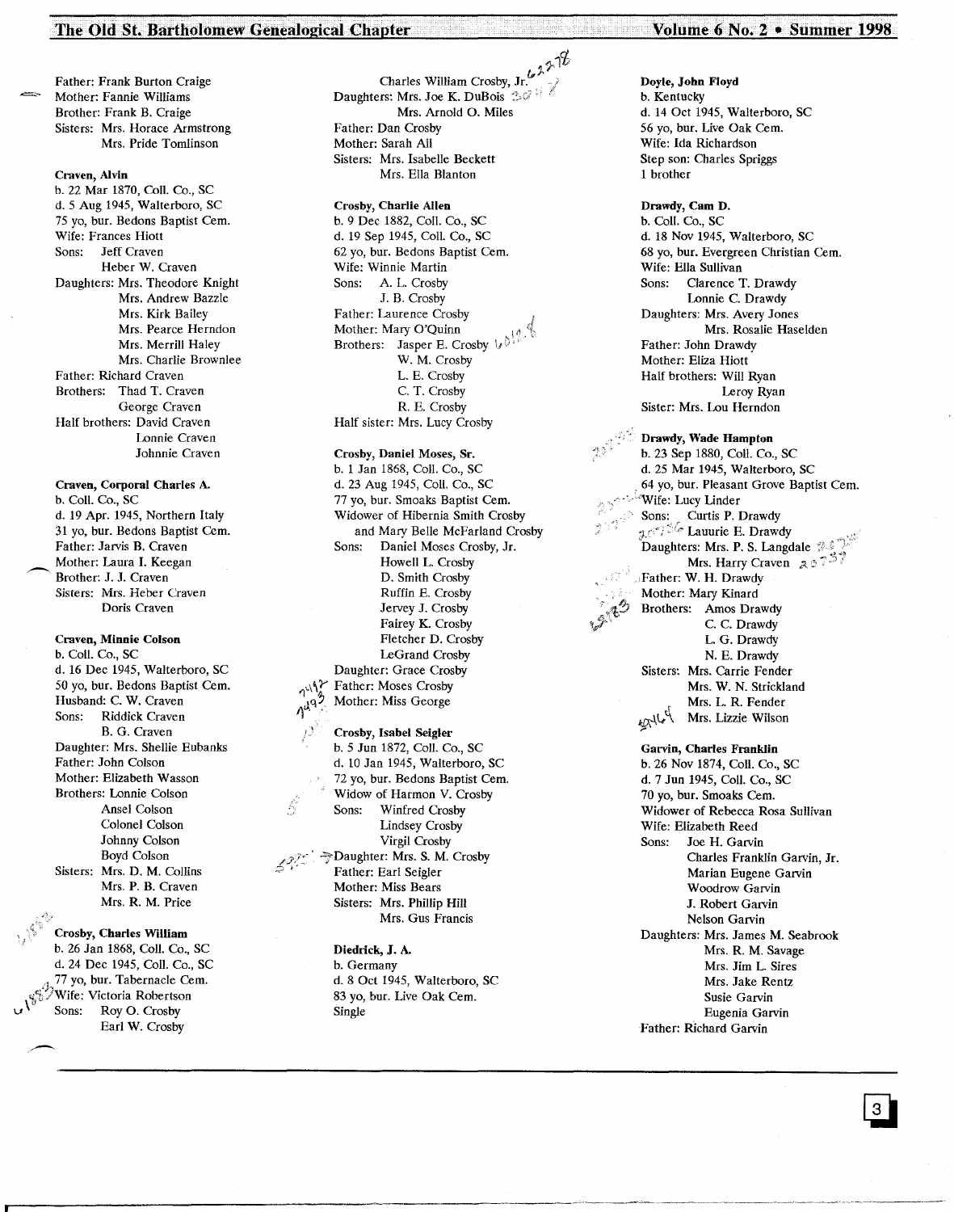Father: Frank Burton Craige
Mother: Fannie Williams
Brother: Frank B. Craige
Sisters: Mrs. Horace Armstrong
Mrs. Pride Tomlinson

**Craven, Alvin**
b. 22 Mar 1870, Coll. Co., SC
d. 5 Aug 1945, Walterboro, SC
75 yo, bur. Bedons Baptist Cem.
Wife: Frances Hiott
Sons: Jeff Craven
Heber W. Craven
Daughters: Mrs. Theodore Knight
Mrs. Andrew Bazzle
Mrs. Kirk Bailey
Mrs. Pearce Herndon
Mrs. Merrill Haley
Mrs. Charlie Brownlee
Father: Richard Craven
Brothers: Thad T. Craven
George Craven
Half brothers: David Craven
Lonnie Craven
Johnnie Craven

**Craven, Corporal Charles A.**
b. Coll. Co., SC
d. 19 Apr. 1945, Northern Italy
31 yo, bur. Bedons Baptist Cem.
Father: Jarvis B. Craven
Mother: Laura I. Keegan
Brother: J. J. Craven
Sisters: Mrs. Heber Craven
Doris Craven

**Craven, Minnie Colson**
b. Coll. Co., SC
d. 16 Dec 1945, Walterboro, SC
50 yo, bur. Bedons Baptist Cem.
Husband: C. W. Craven
Sons: Riddick Craven
B. G. Craven
Daughter: Mrs. Shellie Eubanks
Father: John Colson
Mother: Elizabeth Wasson
Brothers: Lonnie Colson
Ansel Colson
Colonel Colson
Johnny Colson
Boyd Colson
Sisters: Mrs. D. M. Collins
Mrs. P. B. Craven
Mrs. R. M. Price

**Crosby, Charles William**
b. 26 Jan 1868, Coll. Co., SC
d. 24 Dec 1945, Coll. Co., SC
77 yo, bur. Tabernacle Cem.
Wife: Victoria Robertson
Sons: Roy O. Crosby
Earl W. Crosby
Charles William Crosby, Jr.
Daughters: Mrs. Joe K. DuBois
Mrs. Arnold O. Miles
Father: Dan Crosby
Mother: Sarah All
Sisters: Mrs. Isabelle Beckett
Mrs. Ella Blanton

**Crosby, Charlie Allen**
b. 9 Dec 1882, Coll. Co., SC
d. 19 Sep 1945, Coll. Co., SC
62 yo, bur. Bedons Baptist Cem.
Wife: Winnie Martin
Sons: A. L. Crosby
J. B. Crosby
Father: Laurence Crosby
Mother: Mary O'Quinn
Brothers: Jasper E. Crosby
W. M. Crosby
L. E. Crosby
C. T. Crosby
R. E. Crosby
Half sister: Mrs. Lucy Crosby

**Crosby, Daniel Moses, Sr.**
b. 1 Jan 1868, Coll. Co., SC
d. 23 Aug 1945, Coll. Co., SC
77 yo, bur. Smoaks Baptist Cem.
Widower of Hibernia Smith Crosby
and Mary Belle McFarland Crosby
Sons: Daniel Moses Crosby, Jr.
Howell L. Crosby
D. Smith Crosby
Ruffin E. Crosby
Jervey J. Crosby
Fairey K. Crosby
Fletcher D. Crosby
LeGrand Crosby
Daughter: Grace Crosby
Father: Moses Crosby
Mother: Miss George

**Crosby, Isabel Seigler**
b. 5 Jun 1872, Coll. Co., SC
d. 10 Jan 1945, Walterboro, SC
72 yo, bur. Bedons Baptist Cem.
Widow of Harmon V. Crosby
Sons: Winfred Crosby
Lindsey Crosby
Virgil Crosby
Daughter: Mrs. S. M. Crosby
Father: Earl Seigler
Mother: Miss Bears
Sisters: Mrs. Phillip Hill
Mrs. Gus Francis

**Diedrick, J. A.**
b. Germany
d. 8 Oct 1945, Walterboro, SC
83 yo, bur. Live Oak Cem.
Single

**Doyle, John Floyd**
b. Kentucky
d. 14 Oct 1945, Walterboro, SC
56 yo, bur. Live Oak Cem.
Wife: Ida Richardson
Step son: Charles Spriggs
1 brother

**Drawdy, Cam D.**
b. Coll. Co., SC
d. 18 Nov 1945, Walterboro, SC
68 yo, bur. Evergreen Christian Cem.
Wife: Ella Sullivan
Sons: Clarence T. Drawdy
Lonnie C. Drawdy
Daughters: Mrs. Avery Jones
Mrs. Rosalie Haselden
Father: John Drawdy
Mother: Eliza Hiott
Half brothers: Will Ryan
Leroy Ryan
Sister: Mrs. Lou Herndon

**Drawdy, Wade Hampton**
b. 23 Sep 1880, Coll. Co., SC
d. 25 Mar 1945, Walterboro, SC
64 yo, bur. Pleasant Grove Baptist Cem.
Wife: Lucy Linder
Sons: Curtis P. Drawdy
Lauurie E. Drawdy
Daughters: Mrs. P. S. Langdale
Mrs. Harry Craven
Father: W. H. Drawdy
Mother: Mary Kinard
Brothers: Amos Drawdy
C. C. Drawdy
L. G. Drawdy
N. E. Drawdy
Sisters: Mrs. Carrie Fender
Mrs. W. N. Strickland
Mrs. L. R. Fender
Mrs. Lizzie Wilson

**Garvin, Charles Franklin**
b. 26 Nov 1874, Coll. Co., SC
d. 7 Jun 1945, Coll. Co., SC
70 yo, bur. Smoaks Cem.
Widower of Rebecca Rosa Sullivan
Wife: Elizabeth Reed
Sons: Joe H. Garvin
Charles Franklin Garvin, Jr.
Marian Eugene Garvin
Woodrow Garvin
J. Robert Garvin
Nelson Garvin
Daughters: Mrs. James M. Seabrook
Mrs. R. M. Savage
Mrs. Jim L. Sires
Mrs. Jake Rentz
Susie Garvin
Eugenia Garvin
Father: Richard Garvin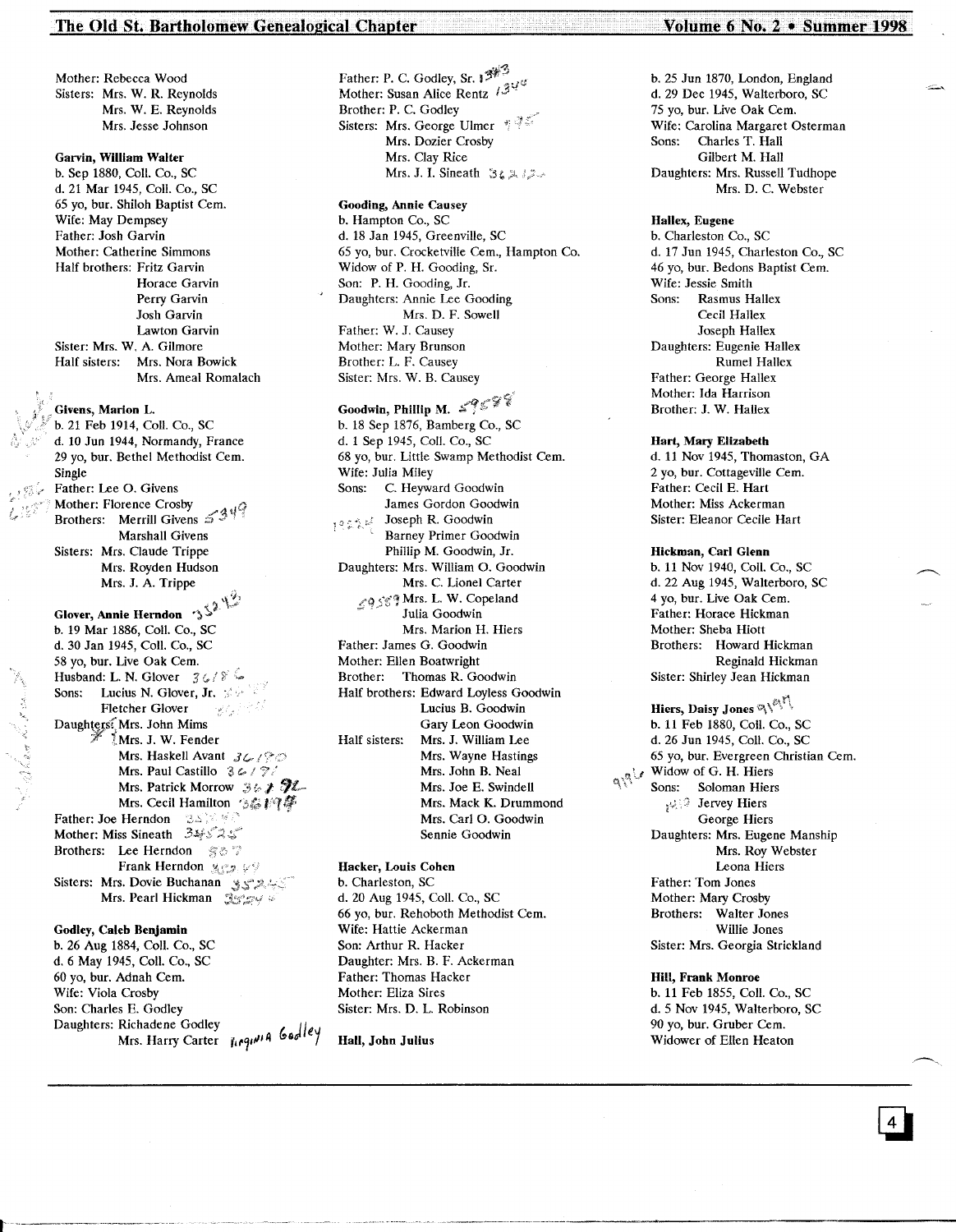Mother: Rebecca Wood
Sisters: Mrs. W. R. Reynolds
Mrs. W. E. Reynolds
Mrs. Jesse Johnson

**Garvin, William Walter**
b. Sep 1880, Coll. Co., SC
d. 21 Mar 1945, Coll. Co., SC
65 yo, bur. Shiloh Baptist Cem.
Wife: May Dempsey
Father: Josh Garvin
Mother: Catherine Simmons
Half brothers: Fritz Garvin
Horace Garvin
Perry Garvin
Josh Garvin
Lawton Garvin
Sister: Mrs. W. A. Gilmore
Half sisters: Mrs. Nora Bowick
Mrs. Ameal Romalach

**Givens, Marion L.**
b. 21 Feb 1914, Coll. Co., SC
d. 10 Jun 1944, Normandy, France
29 yo, bur. Bethel Methodist Cem.
Single
Father: Lee O. Givens
Mother: Florence Crosby
Brothers: Merrill Givens
Marshall Givens
Sisters: Mrs. Claude Trippe
Mrs. Royden Hudson
Mrs. J. A. Trippe

**Glover, Annie Herndon**
b. 19 Mar 1886, Coll. Co., SC
d. 30 Jan 1945, Coll. Co., SC
58 yo, bur. Live Oak Cem.
Husband: L. N. Glover
Sons: Lucius N. Glover, Jr.
Fletcher Glover
Daughters: Mrs. John Mims
Mrs. J. W. Fender
Mrs. Haskell Avant
Mrs. Paul Castillo
Mrs. Patrick Morrow
Mrs. Cecil Hamilton
Father: Joe Herndon
Mother: Miss Sineath
Brothers: Lee Herndon
Frank Herndon
Sisters: Mrs. Dovie Buchanan
Mrs. Pearl Hickman

**Godley, Caleb Benjamin**
b. 26 Aug 1884, Coll. Co., SC
d. 6 May 1945, Coll. Co., SC
60 yo, bur. Adnah Cem.
Wife: Viola Crosby
Son: Charles E. Godley
Daughters: Richadene Godley
Mrs. Harry Carter
Father: P. C. Godley, Sr.
Mother: Susan Alice Rentz
Brother: P. C. Godley
Sisters: Mrs. George Ulmer
Mrs. Dozier Crosby
Mrs. Clay Rice
Mrs. J. I. Sineath

**Gooding, Annie Causey**
b. Hampton Co., SC
d. 18 Jan 1945, Greenville, SC
65 yo, bur. Crocketville Cem., Hampton Co.
Widow of P. H. Gooding, Sr.
Son: P. H. Gooding, Jr.
Daughters: Annie Lee Gooding
Mrs. D. F. Sowell
Father: W. J. Causey
Mother: Mary Brunson
Brother: L. F. Causey
Sister: Mrs. W. B. Causey

**Goodwin, Phillip M.**
b. 18 Sep 1876, Bamberg Co., SC
d. 1 Sep 1945, Coll. Co., SC
68 yo, bur. Little Swamp Methodist Cem.
Wife: Julia Miley
Sons: C. Heyward Goodwin
James Gordon Goodwin
Joseph R. Goodwin
Barney Primer Goodwin
Phillip M. Goodwin, Jr.
Daughters: Mrs. William O. Goodwin
Mrs. C. Lionel Carter
Mrs. L. W. Copeland
Julia Goodwin
Mrs. Marion H. Hiers
Father: James G. Goodwin
Mother: Ellen Boatwright
Brother: Thomas R. Goodwin
Half brothers: Edward Loyless Goodwin
Lucius B. Goodwin
Gary Leon Goodwin
Half sisters: Mrs. J. William Lee
Mrs. Wayne Hastings
Mrs. John B. Neal
Mrs. Joe E. Swindell
Mrs. Mack K. Drummond
Mrs. Carl O. Goodwin
Sennie Goodwin

**Hacker, Louis Cohen**
b. Charleston, SC
d. 20 Aug 1945, Coll. Co., SC
66 yo, bur. Rehoboth Methodist Cem.
Wife: Hattie Ackerman
Son: Arthur R. Hacker
Daughter: Mrs. B. F. Ackerman
Father: Thomas Hacker
Mother: Eliza Sires
Sister: Mrs. D. L. Robinson

**Hall, John Julius**
b. 25 Jun 1870, London, England
d. 29 Dec 1945, Walterboro, SC
75 yo, bur. Live Oak Cem.
Wife: Carolina Margaret Osterman
Sons: Charles T. Hall
Gilbert M. Hall
Daughters: Mrs. Russell Tudhope
Mrs. D. C. Webster

**Hallex, Eugene**
b. Charleston Co., SC
d. 17 Jun 1945, Charleston Co., SC
46 yo, bur. Bedons Baptist Cem.
Wife: Jessie Smith
Sons: Rasmus Hallex
Cecil Hallex
Joseph Hallex
Daughters: Eugenie Hallex
Rumel Hallex
Father: George Hallex
Mother: Ida Harrison
Brother: J. W. Hallex

**Hart, Mary Elizabeth**
d. 11 Nov 1945, Thomaston, GA
2 yo, bur. Cottageville Cem.
Father: Cecil E. Hart
Mother: Miss Ackerman
Sister: Eleanor Cecile Hart

**Hickman, Carl Glenn**
b. 11 Nov 1940, Coll. Co., SC
d. 22 Aug 1945, Walterboro, SC
4 yo, bur. Live Oak Cem.
Father: Horace Hickman
Mother: Sheba Hiott
Brothers: Howard Hickman
Reginald Hickman
Sister: Shirley Jean Hickman

**Hiers, Daisy Jones**
b. 11 Feb 1880, Coll. Co., SC
d. 26 Jun 1945, Coll. Co., SC
65 yo, bur. Evergreen Christian Cem.
Widow of G. H. Hiers
Sons: Soloman Hiers
Jervey Hiers
George Hiers
Daughters: Mrs. Eugene Manship
Mrs. Roy Webster
Leona Hiers
Father: Tom Jones
Mother: Mary Crosby
Brothers: Walter Jones
Willie Jones
Sister: Mrs. Georgia Strickland

**Hill, Frank Monroe**
b. 11 Feb 1855, Coll. Co., SC
d. 5 Nov 1945, Walterboro, SC
90 yo, bur. Gruber Cem.
Widower of Ellen Heaton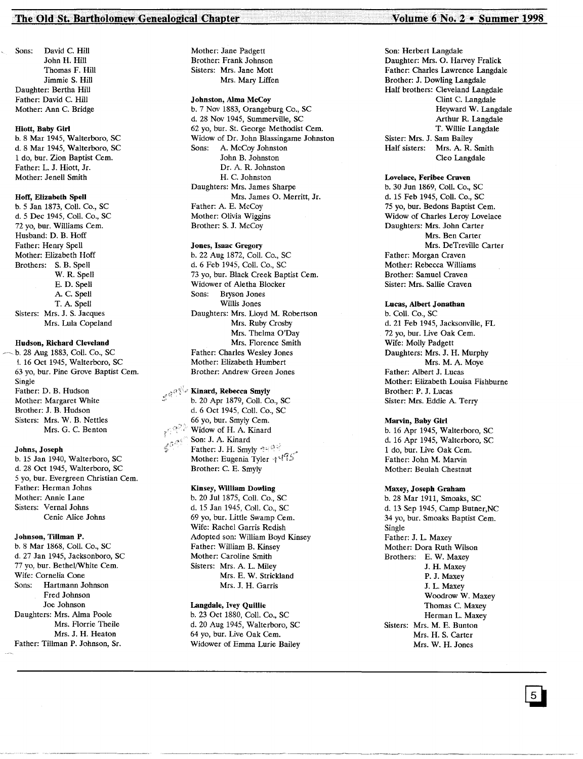Sons: David C. Hill
John H. Hill
Thomas F. Hill
Jimmie S. Hill
Daughter: Bertha Hill
Father: David C. Hill
Mother: Ann C. Bridge

**Hiott, Baby Girl**
b. 8 Mar 1945, Walterboro, SC
d. 8 Mar 1945, Walterboro, SC
1 do, bur. Zion Baptist Cem.
Father: L. J. Hiott, Jr.
Mother: Jenell Smith

**Hoff, Elizabeth Spell**
b. 5 Jan 1873, Coll. Co., SC
d. 5 Dec 1945, Coll. Co., SC
72 yo, bur. Williams Cem.
Husband: D. B. Hoff
Father: Henry Spell
Mother: Elizabeth Hoff
Brothers: S. B. Spell
W. R. Spell
E. D. Spell
A. C. Spell
T. A. Spell
Sisters: Mrs. J. S. Jacques
Mrs. Lula Copeland

**Hudson, Richard Cleveland**
b. 28 Aug 1883, Coll. Co., SC
d. 16 Oct 1945, Walterboro, SC
63 yo, bur. Pine Grove Baptist Cem.
Single
Father: D. B. Hudson
Mother: Margaret White
Brother: J. B. Hudson
Sisters: Mrs. W. B. Nettles
Mrs. G. C. Benton

**Johns, Joseph**
b. 15 Jan 1940, Walterboro, SC
d. 28 Oct 1945, Walterboro, SC
5 yo, bur. Evergreen Christian Cem.
Father: Herman Johns
Mother: Annie Lane
Sisters: Vernal Johns
Cenie Alice Johns

**Johnson, Tillman P.**
b. 8 Mar 1868, Coll. Co., SC
d. 27 Jan 1945, Jacksonboro, SC
77 yo, bur. Bethel/White Cem.
Wife: Cornelia Cone
Sons: Hartmann Johnson
Fred Johnson
Joe Johnson
Daughters: Mrs. Alma Poole
Mrs. Florrie Theile
Mrs. J. H. Heaton
Father: Tillman P. Johnson, Sr.
Mother: Jane Padgett
Brother: Frank Johnson
Sisters: Mrs. Jane Mott
Mrs. Mary Liffen

**Johnston, Alma McCoy**
b. 7 Nov 1883, Orangeburg Co., SC
d. 28 Nov 1945, Summerville, SC
62 yo, bur. St. George Methodist Cem.
Widow of Dr. John Blassingame Johnston
Sons: A. McCoy Johnston
John B. Johnston
Dr. A. R. Johnston
H. C. Johnston
Daughters: Mrs. James Sharpe
Mrs. James O. Merritt, Jr.
Father: A. E. McCoy
Mother: Olivia Wiggins
Brother: S. J. McCoy

**Jones, Isaac Gregory**
b. 22 Aug 1872, Coll. Co., SC
d. 6 Feb 1945, Coll. Co., SC
73 yo, bur. Black Creek Baptist Cem.
Widower of Aletha Blocker
Sons: Bryson Jones
Willis Jones
Daughters: Mrs. Lloyd M. Robertson
Mrs. Ruby Crosby
Mrs. Thelma O'Day
Mrs. Florence Smith
Father: Charles Wesley Jones
Mother: Elizabeth Humbert
Brother: Andrew Green Jones

**Kinard, Rebecca Smyly**
b. 20 Apr 1879, Coll. Co., SC
d. 6 Oct 1945, Coll. Co., SC
66 yo, bur. Smyly Cem.
Widow of H. A. Kinard
Son: J. A. Kinard
Father: J. H. Smyly
Mother: Eugenia Tyler
Brother: C. E. Smyly

**Kinsey, William Dowling**
b. 20 Jul 1875, Coll. Co., SC
d. 15 Jan 1945, Coll. Co., SC
69 yo, bur. Little Swamp Cem.
Wife: Rachel Garris Redish
Adopted son: William Boyd Kinsey
Father: William B. Kinsey
Mother: Caroline Smith
Sisters: Mrs. A. L. Miley
Mrs. E. W. Strickland
Mrs. J. H. Garris

**Langdale, Ivey Quillie**
b. 23 Oct 1880, Coll. Co., SC
d. 20 Aug 1945, Walterboro, SC
64 yo, bur. Live Oak Cem.
Widower of Emma Lurie Bailey
Son: Herbert Langdale
Daughter: Mrs. O. Harvey Fralick
Father: Charles Lawrence Langdale
Brother: J. Dowling Langdale
Half brothers: Cleveland Langdale
Clint C. Langdale
Heyward W. Langdale
Arthur R. Langdale
T. Willie Langdale
Sister: Mrs. J. Sam Bailey
Half sisters: Mrs. A. R. Smith
Cleo Langdale

**Lovelace, Feribee Craven**
b. 30 Jun 1869, Coll. Co., SC
d. 15 Feb 1945, Coll. Co., SC
75 yo, bur. Bedons Baptist Cem.
Widow of Charles Leroy Lovelace
Daughters: Mrs. John Carter
Mrs. Ben Carter
Mrs. DeTreville Carter
Father: Morgan Craven
Mother: Rebecca Williams
Brother: Samuel Craven
Sister: Mrs. Sallie Craven

**Lucas, Albert Jonathan**
b. Coll. Co., SC
d. 21 Feb 1945, Jacksonville, FL
72 yo, bur. Live Oak Cem.
Wife: Molly Padgett
Daughters: Mrs. J. H. Murphy
Mrs. M. A. Moye
Father: Albert J. Lucas
Mother: Elizabeth Louisa Fishburne
Brother: P. J. Lucas
Sister: Mrs. Eddie A. Terry

**Marvin, Baby Girl**
b. 16 Apr 1945, Walterboro, SC
d. 16 Apr 1945, Walterboro, SC
1 do, bur. Live Oak Cem.
Father: John M. Marvin
Mother: Beulah Chestnut

**Maxey, Joseph Graham**
b. 28 Mar 1911, Smoaks, SC
d. 13 Sep 1945, Camp Butner,NC
34 yo, bur. Smoaks Baptist Cem.
Single
Father: J. L. Maxey
Mother: Dora Ruth Wilson
Brothers: E. W. Maxey
J. H. Maxey
P. J. Maxey
J. L. Maxey
Woodrow W. Maxey
Thomas C. Maxey
Herman L. Maxey
Sisters: Mrs. M. E. Bunton
Mrs. H. S. Carter
Mrs. W. H. Jones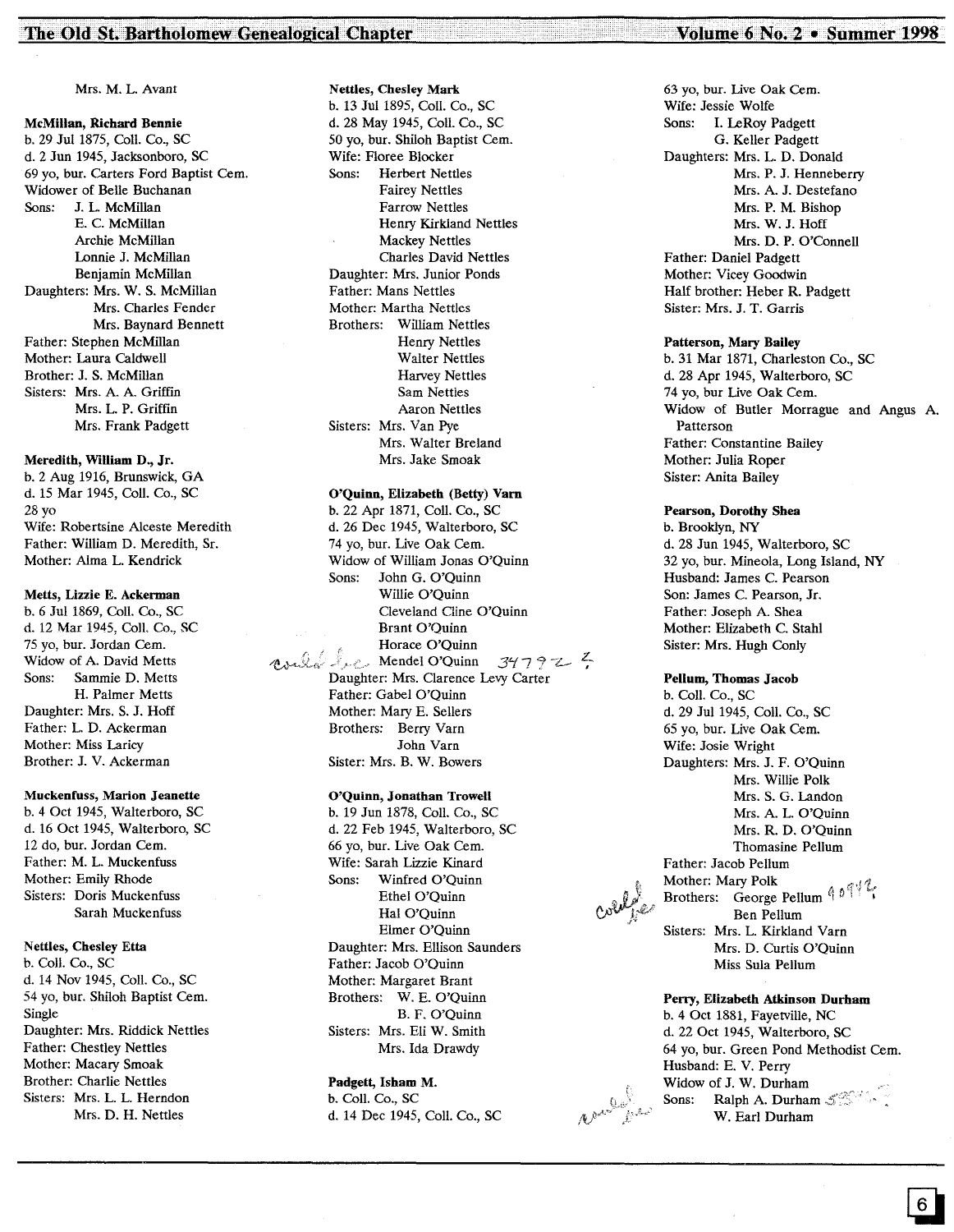Mrs. M. L. Avant

**McMillan, Richard Bennie**
b. 29 Jul 1875, Coll. Co., SC
d. 2 Jun 1945, Jacksonboro, SC
69 yo, bur. Carters Ford Baptist Cem.
Widower of Belle Buchanan
Sons: J. L. McMillan
E. C. McMillan
Archie McMillan
Lonnie J. McMillan
Benjamin McMillan
Daughters: Mrs. W. S. McMillan
Mrs. Charles Fender
Mrs. Baynard Bennett
Father: Stephen McMillan
Mother: Laura Caldwell
Brother: J. S. McMillan
Sisters: Mrs. A. A. Griffin
Mrs. L. P. Griffin
Mrs. Frank Padgett

**Meredith, William D., Jr.**
b. 2 Aug 1916, Brunswick, GA
d. 15 Mar 1945, Coll. Co., SC
28 yo
Wife: Robertsine Alceste Meredith
Father: William D. Meredith, Sr.
Mother: Alma L. Kendrick

**Metts, Lizzie E. Ackerman**
b. 6 Jul 1869, Coll. Co., SC
d. 12 Mar 1945, Coll. Co., SC
75 yo, bur. Jordan Cem.
Widow of A. David Metts
Sons: Sammie D. Metts
H. Palmer Metts
Daughter: Mrs. S. J. Hoff
Father: L. D. Ackerman
Mother: Miss Laricy
Brother: J. V. Ackerman

**Muckenfuss, Marion Jeanette**
b. 4 Oct 1945, Walterboro, SC
d. 16 Oct 1945, Walterboro, SC
12 do, bur. Jordan Cem.
Father: M. L. Muckenfuss
Mother: Emily Rhode
Sisters: Doris Muckenfuss
Sarah Muckenfuss

**Nettles, Chesley Etta**
b. Coll. Co., SC
d. 14 Nov 1945, Coll. Co., SC
54 yo, bur. Shiloh Baptist Cem.
Single
Daughter: Mrs. Riddick Nettles
Father: Chestley Nettles
Mother: Macary Smoak
Brother: Charlie Nettles
Sisters: Mrs. L. L. Herndon
Mrs. D. H. Nettles

**Nettles, Chesley Mark**
b. 13 Jul 1895, Coll. Co., SC
d. 28 May 1945, Coll. Co., SC
50 yo, bur. Shiloh Baptist Cem.
Wife: Floree Blocker
Sons: Herbert Nettles
Fairey Nettles
Farrow Nettles
Henry Kirkland Nettles
Mackey Nettles
Charles David Nettles
Daughter: Mrs. Junior Ponds
Father: Mans Nettles
Mother: Martha Nettles
Brothers: William Nettles
Henry Nettles
Walter Nettles
Harvey Nettles
Sam Nettles
Aaron Nettles
Sisters: Mrs. Van Pye
Mrs. Walter Breland
Mrs. Jake Smoak

**O'Quinn, Elizabeth (Betty) Varn**
b. 22 Apr 1871, Coll. Co., SC
d. 26 Dec 1945, Walterboro, SC
74 yo, bur. Live Oak Cem.
Widow of William Jonas O'Quinn
Sons: John G. O'Quinn
Willie O'Quinn
Cleveland Cline O'Quinn
Brant O'Quinn
Horace O'Quinn
could be Mendel O'Quinn 34792 ?
Daughter: Mrs. Clarence Levy Carter
Father: Gabel O'Quinn
Mother: Mary E. Sellers
Brothers: Berry Varn
John Varn
Sister: Mrs. B. W. Bowers

**O'Quinn, Jonathan Trowell**
b. 19 Jun 1878, Coll. Co., SC
d. 22 Feb 1945, Walterboro, SC
66 yo, bur. Live Oak Cem.
Wife: Sarah Lizzie Kinard
Sons: Winfred O'Quinn
Ethel O'Quinn
Hal O'Quinn
Elmer O'Quinn
Daughter: Mrs. Ellison Saunders
Father: Jacob O'Quinn
Mother: Margaret Brant
Brothers: W. E. O'Quinn
B. F. O'Quinn
Sisters: Mrs. Eli W. Smith
Mrs. Ida Drawdy

**Padgett, Isham M.**
b. Coll. Co., SC
d. 14 Dec 1945, Coll. Co., SC
63 yo, bur. Live Oak Cem.
Wife: Jessie Wolfe
Sons: I. LeRoy Padgett
G. Keller Padgett
Daughters: Mrs. L. D. Donald
Mrs. P. J. Henneberry
Mrs. A. J. Destefano
Mrs. P. M. Bishop
Mrs. W. J. Hoff
Mrs. D. P. O'Connell
Father: Daniel Padgett
Mother: Vicey Goodwin
Half brother: Heber R. Padgett
Sister: Mrs. J. T. Garris

**Patterson, Mary Bailey**
b. 31 Mar 1871, Charleston Co., SC
d. 28 Apr 1945, Walterboro, SC
74 yo, bur Live Oak Cem.
Widow of Butler Morrague and Angus A. Patterson
Father: Constantine Bailey
Mother: Julia Roper
Sister: Anita Bailey

**Pearson, Dorothy Shea**
b. Brooklyn, NY
d. 28 Jun 1945, Walterboro, SC
32 yo, bur. Mineola, Long Island, NY
Husband: James C. Pearson
Son: James C. Pearson, Jr.
Father: Joseph A. Shea
Mother: Elizabeth C. Stahl
Sister: Mrs. Hugh Conly

**Pellum, Thomas Jacob**
b. Coll. Co., SC
d. 29 Jul 1945, Coll. Co., SC
65 yo, bur. Live Oak Cem.
Wife: Josie Wright
Daughters: Mrs. J. F. O'Quinn
Mrs. Willie Polk
Mrs. S. G. Landon
Mrs. A. L. O'Quinn
Mrs. R. D. O'Quinn
Thomasine Pellum
Father: Jacob Pellum
Mother: Mary Polk
could be Brothers: George Pellum 40942
Ben Pellum
Sisters: Mrs. L. Kirkland Varn
Mrs. D. Curtis O'Quinn
Miss Sula Pellum

**Perry, Elizabeth Atkinson Durham**
b. 4 Oct 1881, Fayetville, NC
d. 22 Oct 1945, Walterboro, SC
64 yo, bur. Green Pond Methodist Cem.
Husband: E. V. Perry
Widow of J. W. Durham
could be Sons: Ralph A. Durham 5____ ?
W. Earl Durham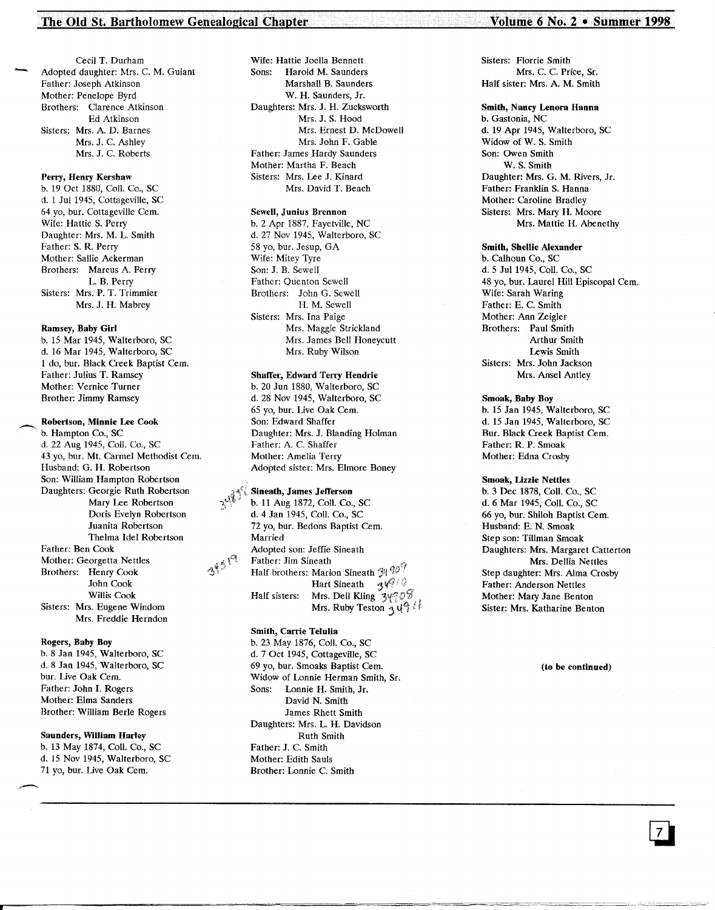Cecil T. Durham
Adopted daughter: Mrs. C. M. Guiant
Father: Joseph Atkinson
Mother: Penelope Byrd
Brothers: Clarence Atkinson
Ed Atkinson
Sisters: Mrs. A. D. Barnes
Mrs. J. C. Ashley
Mrs. J. C. Roberts

**Perry, Henry Kershaw**
b. 19 Oct 1880, Coll. Co., SC
d. 1 Jul 1945, Cottageville, SC
64 yo, bur. Cottageville Cem.
Wife: Hattie S. Perry
Daughter: Mrs. M. L. Smith
Father: S. R. Perry
Mother: Sallie Ackerman
Brothers: Marcus A. Perry
L. B. Perry
Sisters: Mrs. P. T. Trimmier
Mrs. J. H. Mabrey

**Ramsey, Baby Girl**
b. 15 Mar 1945, Walterboro, SC
d. 16 Mar 1945, Walterboro, SC
1 do, bur. Black Creek Baptist Cem.
Father: Julius T. Ramsey
Mother: Vernice Turner
Brother: Jimmy Ramsey

**Robertson, Minnie Lee Cook**
b. Hampton Co., SC
d. 22 Aug 1945, Coll. Co., SC
43 yo, bur. Mt. Carmel Methodist Cem.
Husband: G. H. Robertson
Son: William Hampton Robertson
Daughters: Georgie Ruth Robertson
Mary Lee Robertson
Doris Evelyn Robertson
Juanita Robertson
Thelma Idel Robertson
Father: Ben Cook
Mother: Georgetta Nettles
Brothers: Henry Cook
John Cook
Willis Cook
Sisters: Mrs. Eugene Windom
Mrs. Freddie Herndon

**Rogers, Baby Boy**
b. 8 Jan 1945, Walterboro, SC
d. 8 Jan 1945, Walterboro, SC
bur. Live Oak Cem.
Father: John I. Rogers
Mother: Elma Sanders
Brother: William Berle Rogers

**Saunders, William Harley**
b. 13 May 1874, Coll. Co., SC
d. 15 Nov 1945, Walterboro, SC
71 yo, bur. Live Oak Cem.
Wife: Hattie Joella Bennett
Sons: Harold M. Saunders
Marshall B. Saunders
W. H. Saunders, Jr.
Daughters: Mrs. J. H. Zucksworth
Mrs. J. S. Hood
Mrs. Ernest D. McDowell
Mrs. John F. Gable
Father: James Hardy Saunders
Mother: Martha F. Beach
Sisters: Mrs. Lee J. Kinard
Mrs. David T. Beach

**Sewell, Junius Brennon**
b. 2 Apr 1887, Fayetville, NC
d. 27 Nov 1945, Walterboro, SC
58 yo, bur. Jesup, GA
Wife: Mitey Tyre
Son: J. B. Sewell
Father: Quenton Sewell
Brothers: John G. Sewell
H. M. Sewell
Sisters: Mrs. Ina Paige
Mrs. Maggie Strickland
Mrs. James Bell Honeycutt
Mrs. Ruby Wilson

**Shaffer, Edward Terry Hendrie**
b. 20 Jun 1880, Walterboro, SC
d. 28 Nov 1945, Walterboro, SC
65 yo, bur. Live Oak Cem.
Son: Edward Shaffer
Daughter: Mrs. J. Blanding Holman
Father: A. C. Shaffer
Mother: Amelia Terry
Adopted sister: Mrs. Elmore Boney

**Sineath, James Jefferson**
b. 11 Aug 1872, Coll. Co., SC
d. 4 Jan 1945, Coll. Co., SC
72 yo, bur. Bedons Baptist Cem.
Married
Adopted son: Jeffie Sineath
Father: Jim Sineath
Half brothers: Marion Sineath
Hart Sineath
Half sisters: Mrs. Dell Kling
Mrs. Ruby Teston

**Smith, Carrie Telulia**
b. 23 May 1876, Coll. Co., SC
d. 7 Oct 1945, Cottageville, SC
69 yo, bur. Smoaks Baptist Cem.
Widow of Lonnie Herman Smith, Sr.
Sons: Lonnie H. Smith, Jr.
David N. Smith
James Rhett Smith
Daughters: Mrs. L. H. Davidson
Ruth Smith
Father: J. C. Smith
Mother: Edith Sauls
Brother: Lonnie C. Smith
Sisters: Florrie Smith
Mrs. C. C. Price, Sr.
Half sister: Mrs. A. M. Smith

**Smith, Nancy Lenora Hanna**
b. Gastonia, NC
d. 19 Apr 1945, Walterboro, SC
Widow of W. S. Smith
Son: Owen Smith
W. S. Smith
Daughter: Mrs. G. M. Rivers, Jr.
Father: Franklin S. Hanna
Mother: Caroline Bradley
Sisters: Mrs. Mary H. Moore
Mrs. Mattie H. Abenethy

**Smith, Shellie Alexander**
b. Calhoun Co., SC
d. 5 Jul 1945, Coll. Co., SC
48 yo, bur. Laurel Hill Episcopal Cem.
Wife: Sarah Waring
Father: E. C. Smith
Mother: Ann Zeigler
Brothers: Paul Smith
Arthur Smith
Lewis Smith
Sisters: Mrs. John Jackson
Mrs. Ansel Antley

**Smoak, Baby Boy**
b. 15 Jan 1945, Walterboro, SC
d. 15 Jan 1945, Walterboro, SC
Bur. Black Creek Baptist Cem.
Father: R. P. Smoak
Mother: Edna Crosby

**Smoak, Lizzie Nettles**
b. 3 Dec 1878, Coll. Co., SC
d. 6 Mar 1945, Coll. Co., SC
66 yo, bur. Shiloh Baptist Cem.
Husband: E. N. Smoak
Step son: Tillman Smoak
Daughters: Mrs. Margaret Catterton
Mrs. Dellia Nettles
Step daughter: Mrs. Alma Crosby
Father: Anderson Nettles
Mother: Mary Jane Benton
Sister: Mrs. Katharine Benton

**(to be continued)**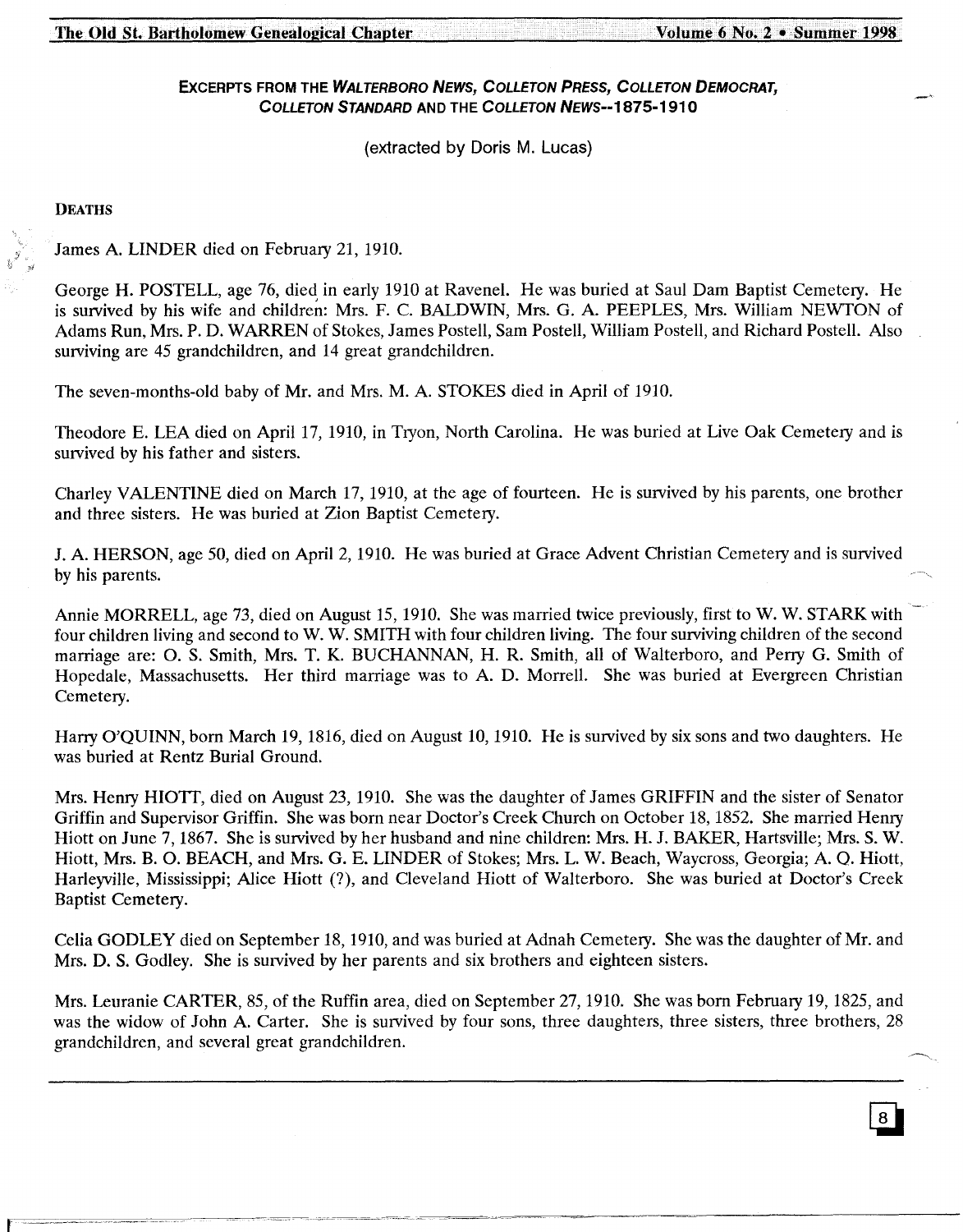## EXCERPTS FROM THE *WALTERBORO NEWS*, *COLLETON PRESS*, *COLLETON DEMOCRAT*, *COLLETON STANDARD* AND THE *COLLETON NEWS*--1875-1910

(extracted by Doris M. Lucas)

### DEATHS

James A. LINDER died on February 21, 1910.

George H. POSTELL, age 76, died in early 1910 at Ravenel. He was buried at Saul Dam Baptist Cemetery. He is survived by his wife and children: Mrs. F. C. BALDWIN, Mrs. G. A. PEEPLES, Mrs. William NEWTON of Adams Run, Mrs. P. D. WARREN of Stokes, James Postell, Sam Postell, William Postell, and Richard Postell. Also surviving are 45 grandchildren, and 14 great grandchildren.

The seven-months-old baby of Mr. and Mrs. M. A. STOKES died in April of 1910.

Theodore E. LEA died on April 17, 1910, in Tryon, North Carolina. He was buried at Live Oak Cemetery and is survived by his father and sisters.

Charley VALENTINE died on March 17, 1910, at the age of fourteen. He is survived by his parents, one brother and three sisters. He was buried at Zion Baptist Cemetery.

J. A. HERSON, age 50, died on April 2, 1910. He was buried at Grace Advent Christian Cemetery and is survived by his parents.

Annie MORRELL, age 73, died on August 15, 1910. She was married twice previously, first to W. W. STARK with four children living and second to W. W. SMITH with four children living. The four surviving children of the second marriage are: O. S. Smith, Mrs. T. K. BUCHANNAN, H. R. Smith, all of Walterboro, and Perry G. Smith of Hopedale, Massachusetts. Her third marriage was to A. D. Morrell. She was buried at Evergreen Christian Cemetery.

Harry O'QUINN, born March 19, 1816, died on August 10, 1910. He is survived by six sons and two daughters. He was buried at Rentz Burial Ground.

Mrs. Henry HIOTT, died on August 23, 1910. She was the daughter of James GRIFFIN and the sister of Senator Griffin and Supervisor Griffin. She was born near Doctor's Creek Church on October 18, 1852. She married Henry Hiott on June 7, 1867. She is survived by her husband and nine children: Mrs. H. J. BAKER, Hartsville; Mrs. S. W. Hiott, Mrs. B. O. BEACH, and Mrs. G. E. LINDER of Stokes; Mrs. L. W. Beach, Waycross, Georgia; A. Q. Hiott, Harleyville, Mississippi; Alice Hiott (?), and Cleveland Hiott of Walterboro. She was buried at Doctor's Creek Baptist Cemetery.

Celia GODLEY died on September 18, 1910, and was buried at Adnah Cemetery. She was the daughter of Mr. and Mrs. D. S. Godley. She is survived by her parents and six brothers and eighteen sisters.

Mrs. Leuranie CARTER, 85, of the Ruffin area, died on September 27, 1910. She was born February 19, 1825, and was the widow of John A. Carter. She is survived by four sons, three daughters, three sisters, three brothers, 28 grandchildren, and several great grandchildren.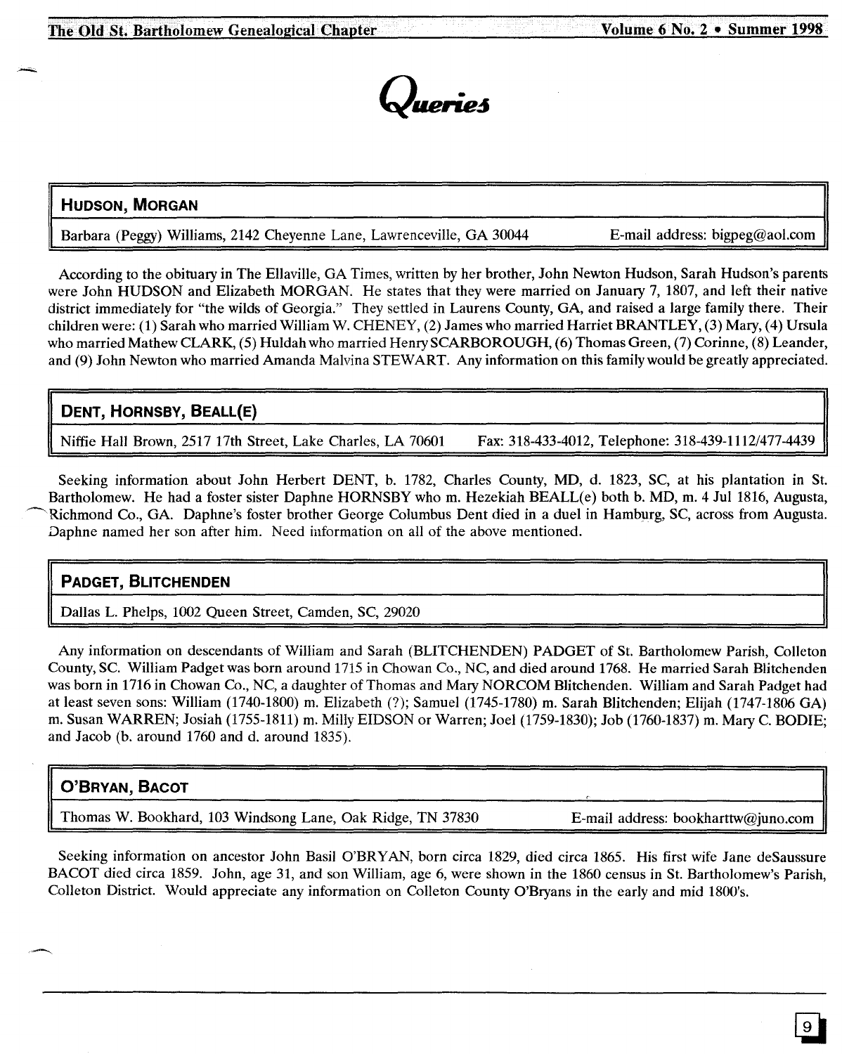# Queries

## HUDSON, MORGAN

Barbara (Peggy) Williams, 2142 Cheyenne Lane, Lawrenceville, GA 30044 E-mail address: bigpeg@aol.com

According to the obituary in The Ellaville, GA Times, written by her brother, John Newton Hudson, Sarah Hudson's parents were John HUDSON and Elizabeth MORGAN. He states that they were married on January 7, 1807, and left their native district immediately for "the wilds of Georgia." They settled in Laurens County, GA, and raised a large family there. Their children were: (1) Sarah who married William W. CHENEY, (2) James who married Harriet BRANTLEY, (3) Mary, (4) Ursula who married Mathew CLARK, (5) Huldah who married Henry SCARBOROUGH, (6) Thomas Green, (7) Corinne, (8) Leander, and (9) John Newton who married Amanda Malvina STEWART. Any information on this family would be greatly appreciated.

## DENT, HORNSBY, BEALL(E)

Niffie Hall Brown, 2517 17th Street, Lake Charles, LA 70601 Fax: 318-433-4012, Telephone: 318-439-1112/477-4439

Seeking information about John Herbert DENT, b. 1782, Charles County, MD, d. 1823, SC, at his plantation in St. Bartholomew. He had a foster sister Daphne HORNSBY who m. Hezekiah BEALL(e) both b. MD, m. 4 Jul 1816, Augusta, Richmond Co., GA. Daphne's foster brother George Columbus Dent died in a duel in Hamburg, SC, across from Augusta. Daphne named her son after him. Need information on all of the above mentioned.

## PADGET, BLITCHENDEN

Dallas L. Phelps, 1002 Queen Street, Camden, SC, 29020

Any information on descendants of William and Sarah (BLITCHENDEN) PADGET of St. Bartholomew Parish, Colleton County, SC. William Padget was born around 1715 in Chowan Co., NC, and died around 1768. He married Sarah Blitchenden was born in 1716 in Chowan Co., NC, a daughter of Thomas and Mary NORCOM Blitchenden. William and Sarah Padget had at least seven sons: William (1740-1800) m. Elizabeth (?); Samuel (1745-1780) m. Sarah Blitchenden; Elijah (1747-1806 GA) m. Susan WARREN; Josiah (1755-1811) m. Milly EIDSON or Warren; Joel (1759-1830); Job (1760-1837) m. Mary C. BODIE; and Jacob (b. around 1760 and d. around 1835).

## O'BRYAN, BACOT

Thomas W. Bookhard, 103 Windsong Lane, Oak Ridge, TN 37830 E-mail address: bookharttw@juno.com

Seeking information on ancestor John Basil O'BRYAN, born circa 1829, died circa 1865. His first wife Jane deSaussure BACOT died circa 1859. John, age 31, and son William, age 6, were shown in the 1860 census in St. Bartholomew's Parish, Colleton District. Would appreciate any information on Colleton County O'Bryans in the early and mid 1800's.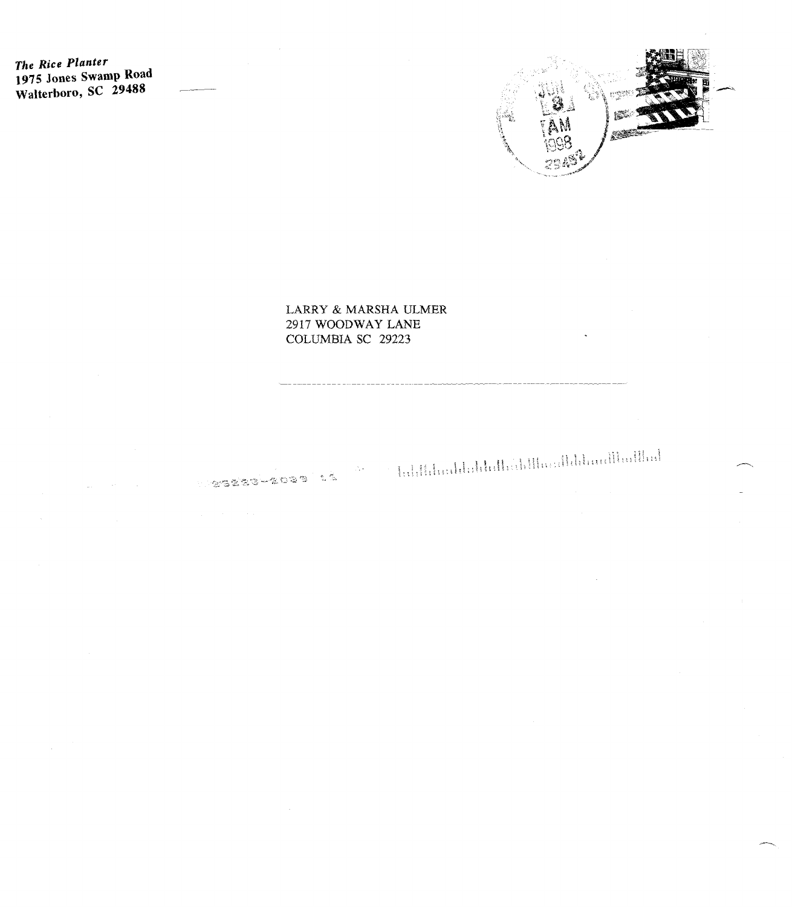*The Rice Planter*
**1975 Jones Swamp Road**
**Walterboro, SC 29488**

JUN 3 AM 1998 29482

LARRY & MARSHA ULMER
2917 WOODWAY LANE
COLUMBIA SC 29223

29223-2039